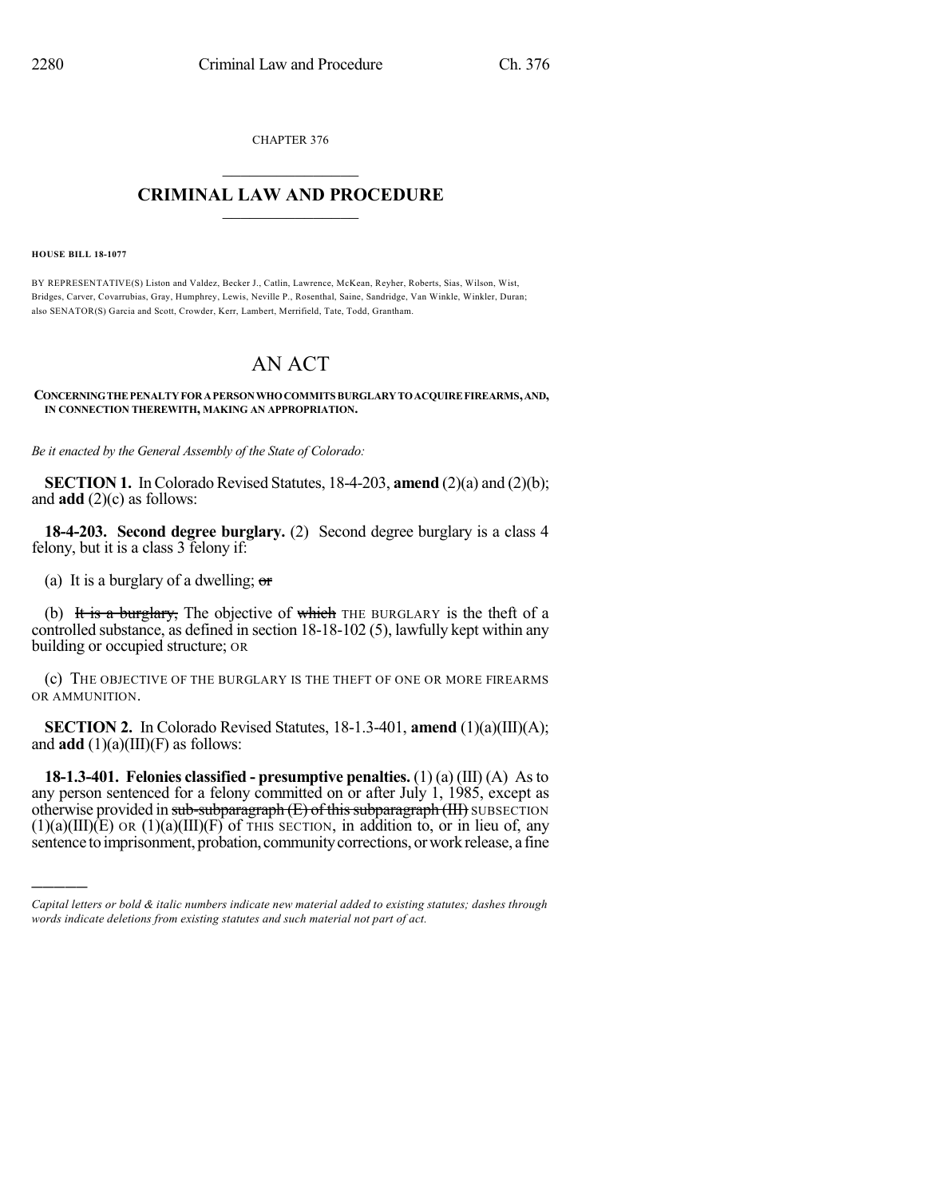CHAPTER 376

# CRIMINAL LAW AND PROCEDURE

**HOUSE BILL 18-1077**

BY REPRESENTATIVE(S) Liston and Valdez, Becker J., Catlin, Lawrence, McKean, Reyher, Roberts, Sias, Wilson, Wist, Bridges, Carver, Covarrubias, Gray, Humphrey, Lewis, Neville P., Rosenthal, Saine, Sandridge, Van Winkle, Winkler, Duran; also SENATOR(S) Garcia and Scott, Crowder, Kerr, Lambert, Merrifield, Tate, Todd, Grantham.

# AN ACT

**CONCERNING THE PENALTY FOR A PERSON WHO COMMITS BURGLARY TO ACQUIRE FIREARMS, AND, IN CONNECTION THEREWITH, MAKING AN APPROPRIATION.**

*Be it enacted by the General Assembly of the State of Colorado:*

**SECTION 1.** In Colorado Revised Statutes, 18-4-203, **amend** (2)(a) and (2)(b); and **add** (2)(c) as follows:

**18-4-203. Second degree burglary.** (2) Second degree burglary is a class 4 felony, but it is a class 3 felony if:

(a) It is a burglary of a dwelling; ~~or~~

(b) ~~It is a burglary,~~ The objective of ~~which~~ THE BURGLARY is the theft of a controlled substance, as defined in section 18-18-102 (5), lawfully kept within any building or occupied structure; OR

(c) THE OBJECTIVE OF THE BURGLARY IS THE THEFT OF ONE OR MORE FIREARMS OR AMMUNITION.

**SECTION 2.** In Colorado Revised Statutes, 18-1.3-401, **amend** (1)(a)(III)(A); and **add** (1)(a)(III)(F) as follows:

**18-1.3-401. Felonies classified - presumptive penalties.** (1) (a) (III) (A) As to any person sentenced for a felony committed on or after July 1, 1985, except as otherwise provided in ~~sub-subparagraph (E) of this subparagraph (III)~~ SUBSECTION (1)(a)(III)(E) OR (1)(a)(III)(F) of THIS SECTION, in addition to, or in lieu of, any sentence to imprisonment, probation, community corrections, or work release, a fine

---

*Capital letters or bold & italic numbers indicate new material added to existing statutes; dashes through words indicate deletions from existing statutes and such material not part of act.*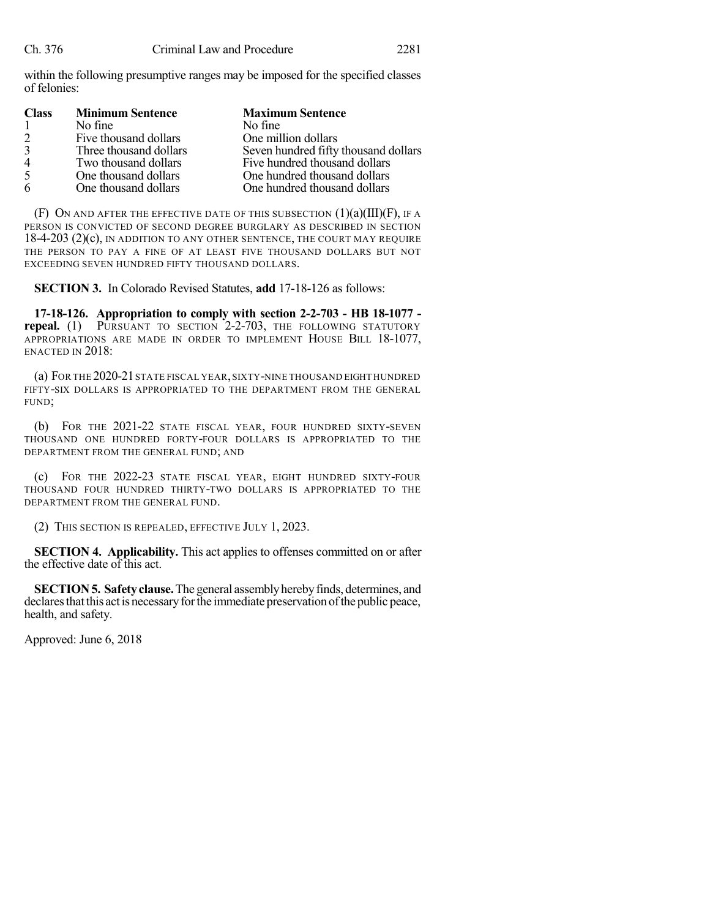within the following presumptive ranges may be imposed for the specified classes of felonies:

| Class | Minimum Sentence | Maximum Sentence |
|---|---|---|
| 1 | No fine | No fine |
| 2 | Five thousand dollars | One million dollars |
| 3 | Three thousand dollars | Seven hundred fifty thousand dollars |
| 4 | Two thousand dollars | Five hundred thousand dollars |
| 5 | One thousand dollars | One hundred thousand dollars |
| 6 | One thousand dollars | One hundred thousand dollars |

(F) ON AND AFTER THE EFFECTIVE DATE OF THIS SUBSECTION (1)(a)(III)(F), IF A PERSON IS CONVICTED OF SECOND DEGREE BURGLARY AS DESCRIBED IN SECTION 18-4-203 (2)(c), IN ADDITION TO ANY OTHER SENTENCE, THE COURT MAY REQUIRE THE PERSON TO PAY A FINE OF AT LEAST FIVE THOUSAND DOLLARS BUT NOT EXCEEDING SEVEN HUNDRED FIFTY THOUSAND DOLLARS.

**SECTION 3.** In Colorado Revised Statutes, **add** 17-18-126 as follows:

**17-18-126. Appropriation to comply with section 2-2-703 - HB 18-1077 - repeal.** (1) PURSUANT TO SECTION 2-2-703, THE FOLLOWING STATUTORY APPROPRIATIONS ARE MADE IN ORDER TO IMPLEMENT HOUSE BILL 18-1077, ENACTED IN 2018:

(a) FOR THE 2020-21 STATE FISCAL YEAR, SIXTY-NINE THOUSAND EIGHT HUNDRED FIFTY-SIX DOLLARS IS APPROPRIATED TO THE DEPARTMENT FROM THE GENERAL FUND;

(b) FOR THE 2021-22 STATE FISCAL YEAR, FOUR HUNDRED SIXTY-SEVEN THOUSAND ONE HUNDRED FORTY-FOUR DOLLARS IS APPROPRIATED TO THE DEPARTMENT FROM THE GENERAL FUND; AND

(c) FOR THE 2022-23 STATE FISCAL YEAR, EIGHT HUNDRED SIXTY-FOUR THOUSAND FOUR HUNDRED THIRTY-TWO DOLLARS IS APPROPRIATED TO THE DEPARTMENT FROM THE GENERAL FUND.

(2) THIS SECTION IS REPEALED, EFFECTIVE JULY 1, 2023.

**SECTION 4. Applicability.** This act applies to offenses committed on or after the effective date of this act.

**SECTION 5. Safety clause.** The general assembly hereby finds, determines, and declares that this act is necessary for the immediate preservation of the public peace, health, and safety.

Approved: June 6, 2018